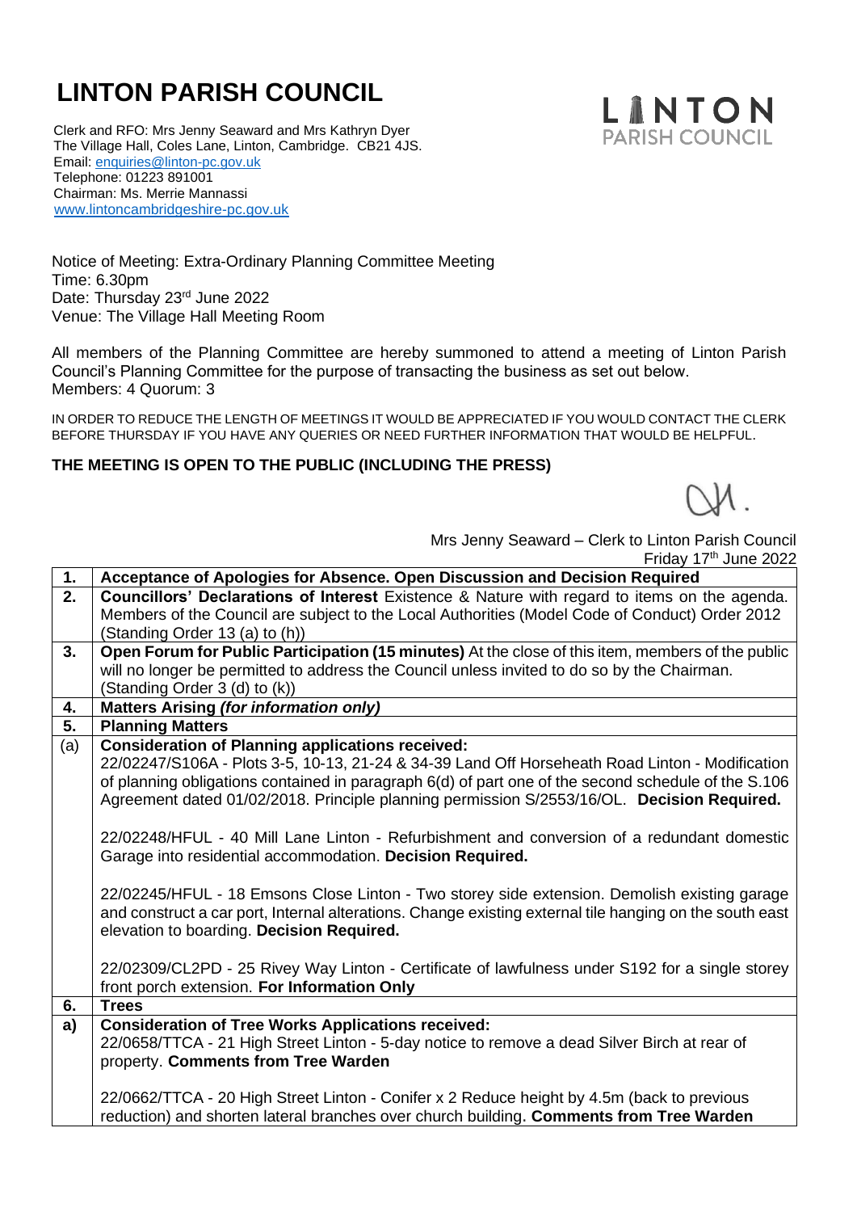# LINTON PARISH COUNCIL

Clerk and RFO: Mrs Jenny Seaward and Mrs Kathryn Dyer
The Village Hall, Coles Lane, Linton, Cambridge. CB21 4JS.
Email: enquiries@linton-pc.gov.uk
Telephone: 01223 891001
Chairman: Ms. Merrie Mannassi
www.lintoncambridgeshire-pc.gov.uk

LINTON PARISH COUNCIL

Notice of Meeting: Extra-Ordinary Planning Committee Meeting
Time: 6.30pm
Date: Thursday 23rd June 2022
Venue: The Village Hall Meeting Room

All members of the Planning Committee are hereby summoned to attend a meeting of Linton Parish Council's Planning Committee for the purpose of transacting the business as set out below.
Members: 4 Quorum: 3

IN ORDER TO REDUCE THE LENGTH OF MEETINGS IT WOULD BE APPRECIATED IF YOU WOULD CONTACT THE CLERK BEFORE THURSDAY IF YOU HAVE ANY QUERIES OR NEED FURTHER INFORMATION THAT WOULD BE HELPFUL.

**THE MEETING IS OPEN TO THE PUBLIC (INCLUDING THE PRESS)**

Mrs Jenny Seaward – Clerk to Linton Parish Council
Friday 17th June 2022

| | |
|---|---|
| **1.** | **Acceptance of Apologies for Absence. Open Discussion and Decision Required** |
| **2.** | **Councillors' Declarations of Interest** Existence & Nature with regard to items on the agenda. Members of the Council are subject to the Local Authorities (Model Code of Conduct) Order 2012 (Standing Order 13 (a) to (h)) |
| **3.** | **Open Forum for Public Participation (15 minutes)** At the close of this item, members of the public will no longer be permitted to address the Council unless invited to do so by the Chairman. (Standing Order 3 (d) to (k)) |
| **4.** | **Matters Arising *(for information only)*** |
| **5.** | **Planning Matters** |
| (a) | **Consideration of Planning applications received:**<br>22/02247/S106A - Plots 3-5, 10-13, 21-24 & 34-39 Land Off Horseheath Road Linton - Modification of planning obligations contained in paragraph 6(d) of part one of the second schedule of the S.106 Agreement dated 01/02/2018. Principle planning permission S/2553/16/OL. **Decision Required.**<br><br>22/02248/HFUL - 40 Mill Lane Linton - Refurbishment and conversion of a redundant domestic Garage into residential accommodation. **Decision Required.**<br><br>22/02245/HFUL - 18 Emsons Close Linton - Two storey side extension. Demolish existing garage and construct a car port, Internal alterations. Change existing external tile hanging on the south east elevation to boarding. **Decision Required.**<br><br>22/02309/CL2PD - 25 Rivey Way Linton - Certificate of lawfulness under S192 for a single storey front porch extension. **For Information Only** |
| **6.** | **Trees** |
| **a)** | **Consideration of Tree Works Applications received:**<br>22/0658/TTCA - 21 High Street Linton - 5-day notice to remove a dead Silver Birch at rear of property. **Comments from Tree Warden**<br><br>22/0662/TTCA - 20 High Street Linton - Conifer x 2 Reduce height by 4.5m (back to previous reduction) and shorten lateral branches over church building. **Comments from Tree Warden** |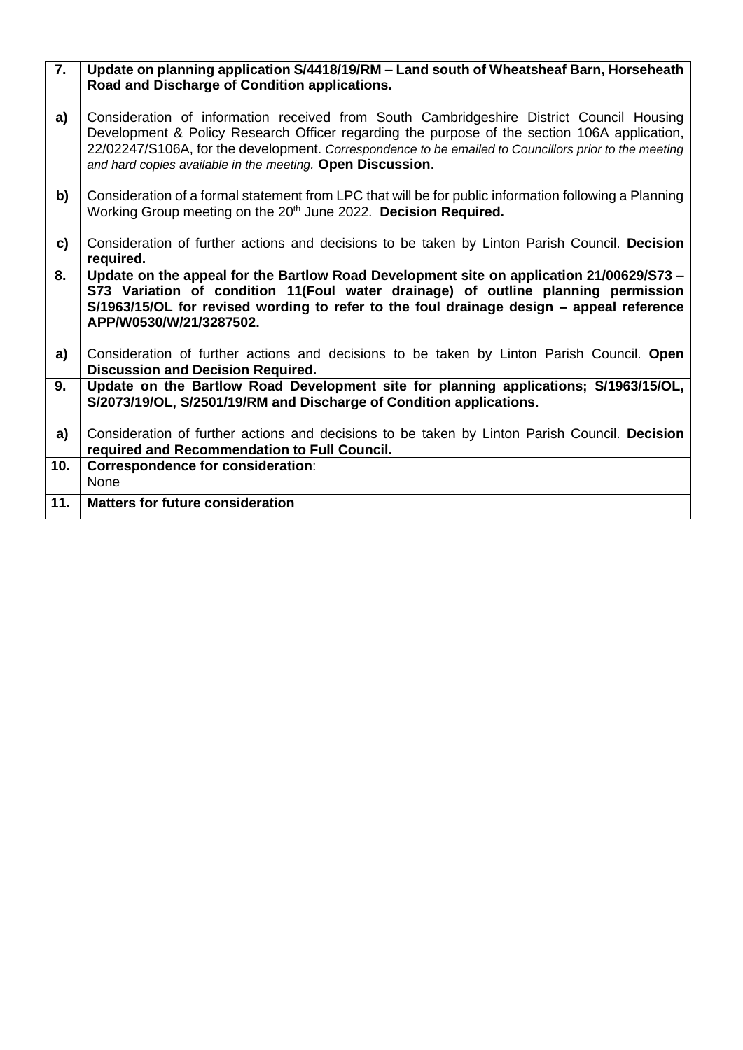| | |
|---|---|
| **7.** | **Update on planning application S/4418/19/RM – Land south of Wheatsheaf Barn, Horseheath Road and Discharge of Condition applications.** |
| **a)** | Consideration of information received from South Cambridgeshire District Council Housing Development & Policy Research Officer regarding the purpose of the section 106A application, 22/02247/S106A, for the development. *Correspondence to be emailed to Councillors prior to the meeting and hard copies available in the meeting.* **Open Discussion**. |
| **b)** | Consideration of a formal statement from LPC that will be for public information following a Planning Working Group meeting on the 20th June 2022. **Decision Required.** |
| **c)** | Consideration of further actions and decisions to be taken by Linton Parish Council. **Decision required.** |
| **8.** | **Update on the appeal for the Bartlow Road Development site on application 21/00629/S73 – S73 Variation of condition 11(Foul water drainage) of outline planning permission S/1963/15/OL for revised wording to refer to the foul drainage design – appeal reference APP/W0530/W/21/3287502.** |
| **a)** | Consideration of further actions and decisions to be taken by Linton Parish Council. **Open Discussion and Decision Required.** |
| **9.** | **Update on the Bartlow Road Development site for planning applications; S/1963/15/OL, S/2073/19/OL, S/2501/19/RM and Discharge of Condition applications.** |
| **a)** | Consideration of further actions and decisions to be taken by Linton Parish Council. **Decision required and Recommendation to Full Council.** |
| **10.** | **Correspondence for consideration**: None |
| **11.** | **Matters for future consideration** |